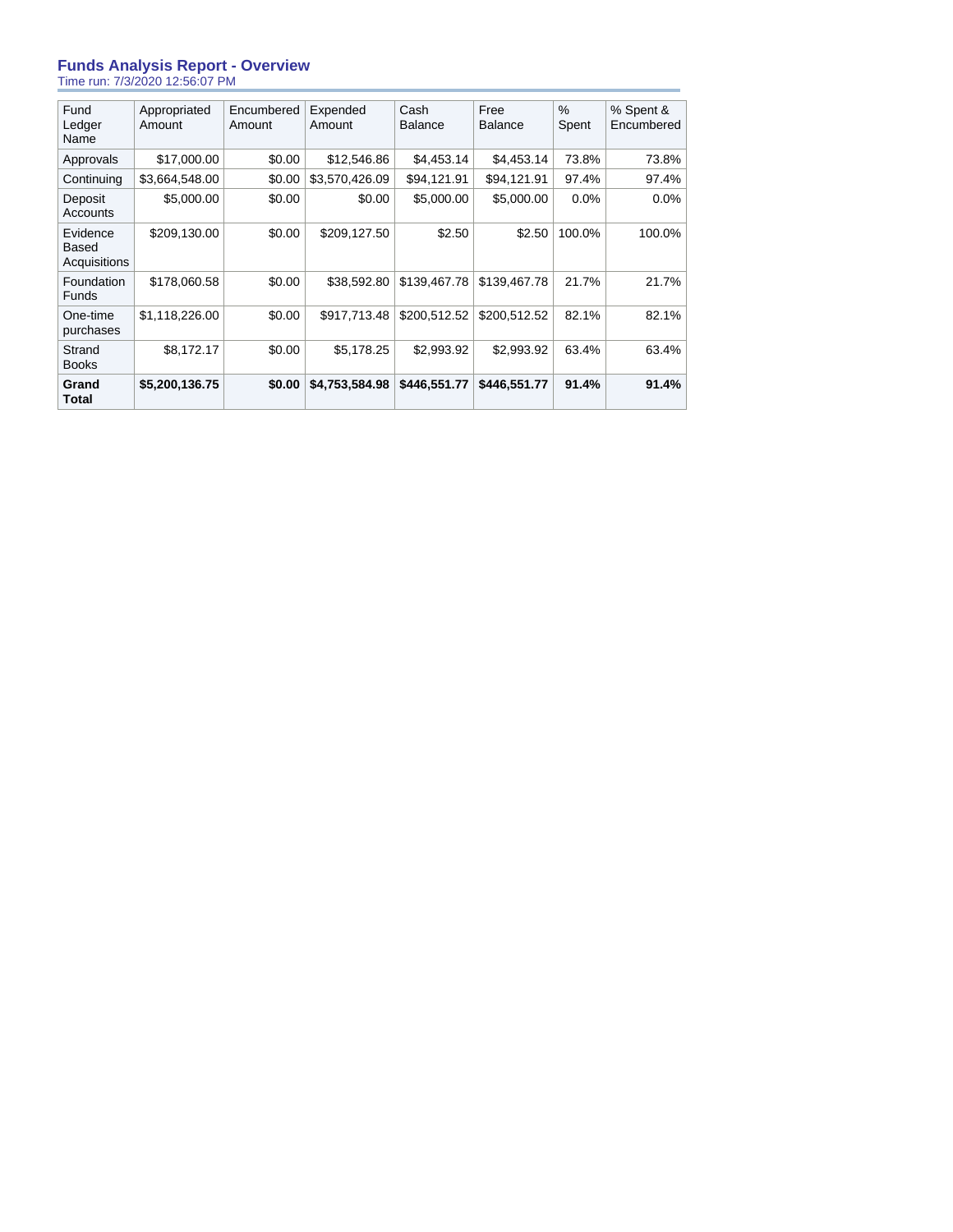## Funds Analysis Report - Overview

Time run: 7/3/2020 12:56:07 PM

| Fund Ledger Name | Appropriated Amount | Encumbered Amount | Expended Amount | Cash Balance | Free Balance | % Spent | % Spent & Encumbered |
|---|---|---|---|---|---|---|---|
| Approvals | $17,000.00 | $0.00 | $12,546.86 | $4,453.14 | $4,453.14 | 73.8% | 73.8% |
| Continuing | $3,664,548.00 | $0.00 | $3,570,426.09 | $94,121.91 | $94,121.91 | 97.4% | 97.4% |
| Deposit Accounts | $5,000.00 | $0.00 | $0.00 | $5,000.00 | $5,000.00 | 0.0% | 0.0% |
| Evidence Based Acquisitions | $209,130.00 | $0.00 | $209,127.50 | $2.50 | $2.50 | 100.0% | 100.0% |
| Foundation Funds | $178,060.58 | $0.00 | $38,592.80 | $139,467.78 | $139,467.78 | 21.7% | 21.7% |
| One-time purchases | $1,118,226.00 | $0.00 | $917,713.48 | $200,512.52 | $200,512.52 | 82.1% | 82.1% |
| Strand Books | $8,172.17 | $0.00 | $5,178.25 | $2,993.92 | $2,993.92 | 63.4% | 63.4% |
| **Grand Total** | **$5,200,136.75** | **$0.00** | **$4,753,584.98** | **$446,551.77** | **$446,551.77** | **91.4%** | **91.4%** |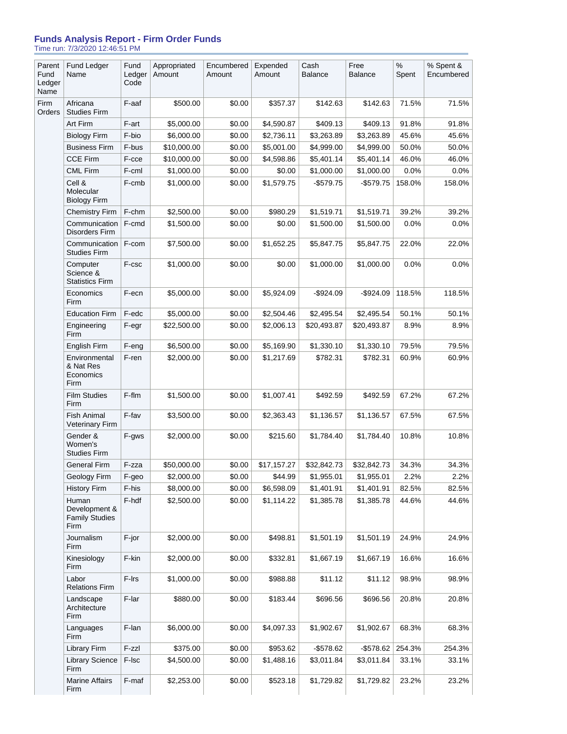## Funds Analysis Report - Firm Order Funds

Time run: 7/3/2020 12:46:51 PM

| Parent Fund Ledger Name | Fund Ledger Name | Fund Ledger Code | Appropriated Amount | Encumbered Amount | Expended Amount | Cash Balance | Free Balance | % Spent | % Spent & Encumbered |
|---|---|---|---|---|---|---|---|---|---|
| Firm Orders | Africana Studies Firm | F-aaf | $500.00 | $0.00 | $357.37 | $142.63 | $142.63 | 71.5% | 71.5% |
| | Art Firm | F-art | $5,000.00 | $0.00 | $4,590.87 | $409.13 | $409.13 | 91.8% | 91.8% |
| | Biology Firm | F-bio | $6,000.00 | $0.00 | $2,736.11 | $3,263.89 | $3,263.89 | 45.6% | 45.6% |
| | Business Firm | F-bus | $10,000.00 | $0.00 | $5,001.00 | $4,999.00 | $4,999.00 | 50.0% | 50.0% |
| | CCE Firm | F-cce | $10,000.00 | $0.00 | $4,598.86 | $5,401.14 | $5,401.14 | 46.0% | 46.0% |
| | CML Firm | F-cml | $1,000.00 | $0.00 | $0.00 | $1,000.00 | $1,000.00 | 0.0% | 0.0% |
| | Cell & Molecular Biology Firm | F-cmb | $1,000.00 | $0.00 | $1,579.75 | -$579.75 | -$579.75 | 158.0% | 158.0% |
| | Chemistry Firm | F-chm | $2,500.00 | $0.00 | $980.29 | $1,519.71 | $1,519.71 | 39.2% | 39.2% |
| | Communication Disorders Firm | F-cmd | $1,500.00 | $0.00 | $0.00 | $1,500.00 | $1,500.00 | 0.0% | 0.0% |
| | Communication Studies Firm | F-com | $7,500.00 | $0.00 | $1,652.25 | $5,847.75 | $5,847.75 | 22.0% | 22.0% |
| | Computer Science & Statistics Firm | F-csc | $1,000.00 | $0.00 | $0.00 | $1,000.00 | $1,000.00 | 0.0% | 0.0% |
| | Economics Firm | F-ecn | $5,000.00 | $0.00 | $5,924.09 | -$924.09 | -$924.09 | 118.5% | 118.5% |
| | Education Firm | F-edc | $5,000.00 | $0.00 | $2,504.46 | $2,495.54 | $2,495.54 | 50.1% | 50.1% |
| | Engineering Firm | F-egr | $22,500.00 | $0.00 | $2,006.13 | $20,493.87 | $20,493.87 | 8.9% | 8.9% |
| | English Firm | F-eng | $6,500.00 | $0.00 | $5,169.90 | $1,330.10 | $1,330.10 | 79.5% | 79.5% |
| | Environmental & Nat Res Economics Firm | F-ren | $2,000.00 | $0.00 | $1,217.69 | $782.31 | $782.31 | 60.9% | 60.9% |
| | Film Studies Firm | F-flm | $1,500.00 | $0.00 | $1,007.41 | $492.59 | $492.59 | 67.2% | 67.2% |
| | Fish Animal Veterinary Firm | F-fav | $3,500.00 | $0.00 | $2,363.43 | $1,136.57 | $1,136.57 | 67.5% | 67.5% |
| | Gender & Women's Studies Firm | F-gws | $2,000.00 | $0.00 | $215.60 | $1,784.40 | $1,784.40 | 10.8% | 10.8% |
| | General Firm | F-zza | $50,000.00 | $0.00 | $17,157.27 | $32,842.73 | $32,842.73 | 34.3% | 34.3% |
| | Geology Firm | F-geo | $2,000.00 | $0.00 | $44.99 | $1,955.01 | $1,955.01 | 2.2% | 2.2% |
| | History Firm | F-his | $8,000.00 | $0.00 | $6,598.09 | $1,401.91 | $1,401.91 | 82.5% | 82.5% |
| | Human Development & Family Studies Firm | F-hdf | $2,500.00 | $0.00 | $1,114.22 | $1,385.78 | $1,385.78 | 44.6% | 44.6% |
| | Journalism Firm | F-jor | $2,000.00 | $0.00 | $498.81 | $1,501.19 | $1,501.19 | 24.9% | 24.9% |
| | Kinesiology Firm | F-kin | $2,000.00 | $0.00 | $332.81 | $1,667.19 | $1,667.19 | 16.6% | 16.6% |
| | Labor Relations Firm | F-lrs | $1,000.00 | $0.00 | $988.88 | $11.12 | $11.12 | 98.9% | 98.9% |
| | Landscape Architecture Firm | F-lar | $880.00 | $0.00 | $183.44 | $696.56 | $696.56 | 20.8% | 20.8% |
| | Languages Firm | F-lan | $6,000.00 | $0.00 | $4,097.33 | $1,902.67 | $1,902.67 | 68.3% | 68.3% |
| | Library Firm | F-zzl | $375.00 | $0.00 | $953.62 | -$578.62 | -$578.62 | 254.3% | 254.3% |
| | Library Science Firm | F-lsc | $4,500.00 | $0.00 | $1,488.16 | $3,011.84 | $3,011.84 | 33.1% | 33.1% |
| | Marine Affairs Firm | F-maf | $2,253.00 | $0.00 | $523.18 | $1,729.82 | $1,729.82 | 23.2% | 23.2% |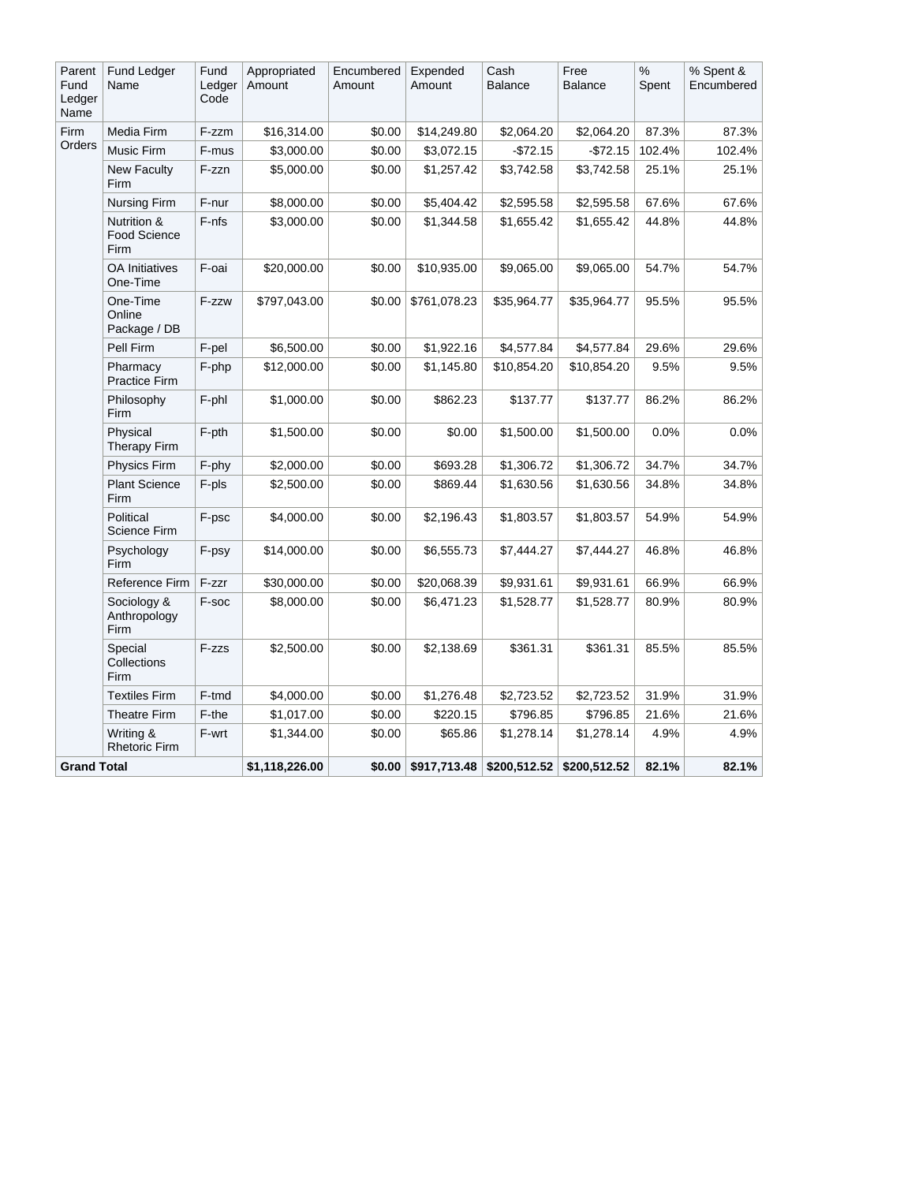| Parent Fund Ledger Name | Fund Ledger Name | Fund Ledger Code | Appropriated Amount | Encumbered Amount | Expended Amount | Cash Balance | Free Balance | % Spent | % Spent & Encumbered |
|---|---|---|---|---|---|---|---|---|---|
| Firm Orders | Media Firm | F-zzm | $16,314.00 | $0.00 | $14,249.80 | $2,064.20 | $2,064.20 | 87.3% | 87.3% |
| | Music Firm | F-mus | $3,000.00 | $0.00 | $3,072.15 | -$72.15 | -$72.15 | 102.4% | 102.4% |
| | New Faculty Firm | F-zzn | $5,000.00 | $0.00 | $1,257.42 | $3,742.58 | $3,742.58 | 25.1% | 25.1% |
| | Nursing Firm | F-nur | $8,000.00 | $0.00 | $5,404.42 | $2,595.58 | $2,595.58 | 67.6% | 67.6% |
| | Nutrition & Food Science Firm | F-nfs | $3,000.00 | $0.00 | $1,344.58 | $1,655.42 | $1,655.42 | 44.8% | 44.8% |
| | OA Initiatives One-Time | F-oai | $20,000.00 | $0.00 | $10,935.00 | $9,065.00 | $9,065.00 | 54.7% | 54.7% |
| | One-Time Online Package / DB | F-zzw | $797,043.00 | $0.00 | $761,078.23 | $35,964.77 | $35,964.77 | 95.5% | 95.5% |
| | Pell Firm | F-pel | $6,500.00 | $0.00 | $1,922.16 | $4,577.84 | $4,577.84 | 29.6% | 29.6% |
| | Pharmacy Practice Firm | F-php | $12,000.00 | $0.00 | $1,145.80 | $10,854.20 | $10,854.20 | 9.5% | 9.5% |
| | Philosophy Firm | F-phl | $1,000.00 | $0.00 | $862.23 | $137.77 | $137.77 | 86.2% | 86.2% |
| | Physical Therapy Firm | F-pth | $1,500.00 | $0.00 | $0.00 | $1,500.00 | $1,500.00 | 0.0% | 0.0% |
| | Physics Firm | F-phy | $2,000.00 | $0.00 | $693.28 | $1,306.72 | $1,306.72 | 34.7% | 34.7% |
| | Plant Science Firm | F-pls | $2,500.00 | $0.00 | $869.44 | $1,630.56 | $1,630.56 | 34.8% | 34.8% |
| | Political Science Firm | F-psc | $4,000.00 | $0.00 | $2,196.43 | $1,803.57 | $1,803.57 | 54.9% | 54.9% |
| | Psychology Firm | F-psy | $14,000.00 | $0.00 | $6,555.73 | $7,444.27 | $7,444.27 | 46.8% | 46.8% |
| | Reference Firm | F-zzr | $30,000.00 | $0.00 | $20,068.39 | $9,931.61 | $9,931.61 | 66.9% | 66.9% |
| | Sociology & Anthropology Firm | F-soc | $8,000.00 | $0.00 | $6,471.23 | $1,528.77 | $1,528.77 | 80.9% | 80.9% |
| | Special Collections Firm | F-zzs | $2,500.00 | $0.00 | $2,138.69 | $361.31 | $361.31 | 85.5% | 85.5% |
| | Textiles Firm | F-tmd | $4,000.00 | $0.00 | $1,276.48 | $2,723.52 | $2,723.52 | 31.9% | 31.9% |
| | Theatre Firm | F-the | $1,017.00 | $0.00 | $220.15 | $796.85 | $796.85 | 21.6% | 21.6% |
| | Writing & Rhetoric Firm | F-wrt | $1,344.00 | $0.00 | $65.86 | $1,278.14 | $1,278.14 | 4.9% | 4.9% |
| **Grand Total** | | | **$1,118,226.00** | **$0.00** | **$917,713.48** | **$200,512.52** | **$200,512.52** | **82.1%** | **82.1%** |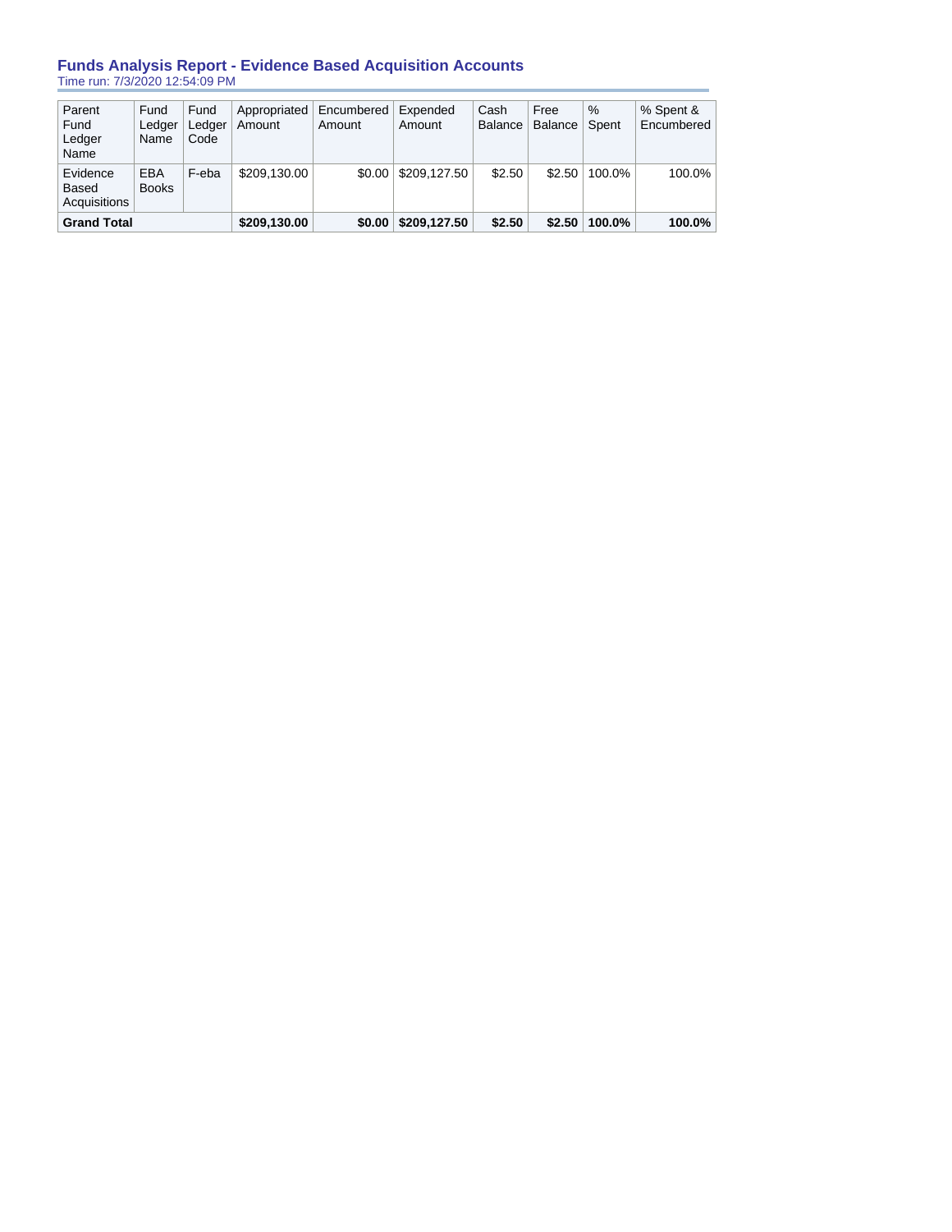## Funds Analysis Report - Evidence Based Acquisition Accounts

Time run: 7/3/2020 12:54:09 PM

| Parent Fund Ledger Name | Fund Ledger Name | Fund Ledger Code | Appropriated Amount | Encumbered Amount | Expended Amount | Cash Balance | Free Balance | % Spent | % Spent & Encumbered |
|---|---|---|---|---|---|---|---|---|---|
| Evidence Based Acquisitions | EBA Books | F-eba | $209,130.00 | $0.00 | $209,127.50 | $2.50 | $2.50 | 100.0% | 100.0% |
| **Grand Total** | | | **$209,130.00** | **$0.00** | **$209,127.50** | **$2.50** | **$2.50** | **100.0%** | **100.0%** |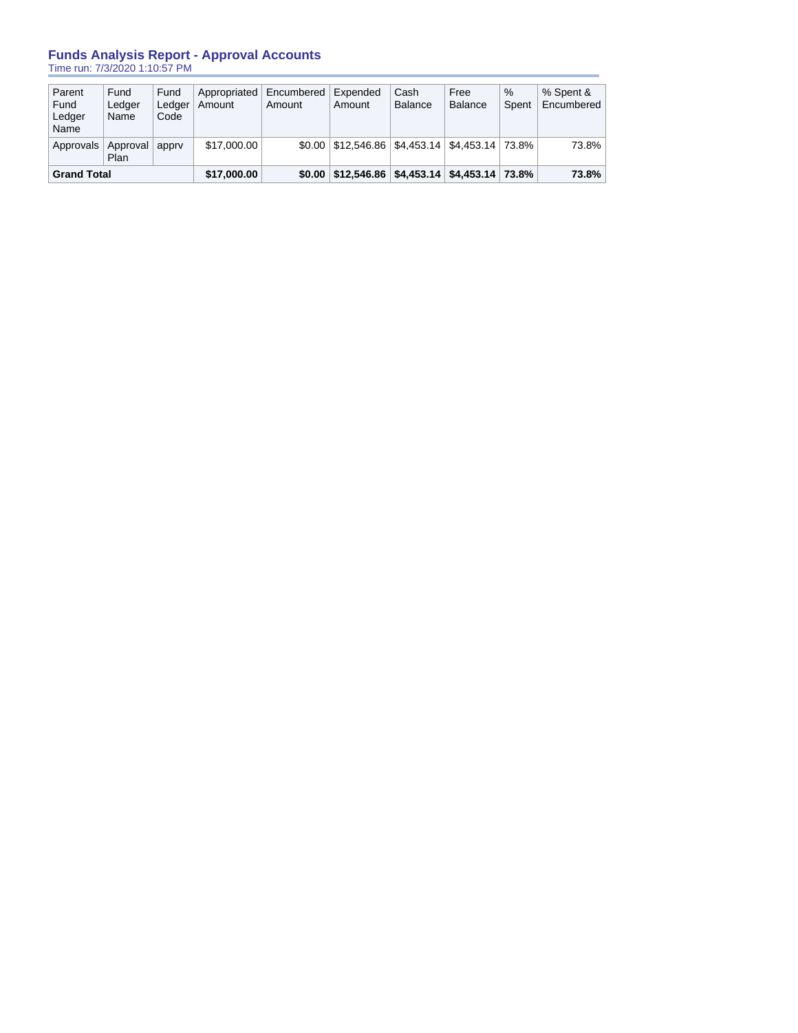## Funds Analysis Report - Approval Accounts

Time run: 7/3/2020 1:10:57 PM

| Parent Fund Ledger Name | Fund Ledger Name | Fund Ledger Code | Appropriated Amount | Encumbered Amount | Expended Amount | Cash Balance | Free Balance | % Spent | % Spent & Encumbered |
|---|---|---|---|---|---|---|---|---|---|
| Approvals | Approval Plan | apprv | $17,000.00 | $0.00 | $12,546.86 | $4,453.14 | $4,453.14 | 73.8% | 73.8% |
| **Grand Total** | | | **$17,000.00** | **$0.00** | **$12,546.86** | **$4,453.14** | **$4,453.14** | **73.8%** | **73.8%** |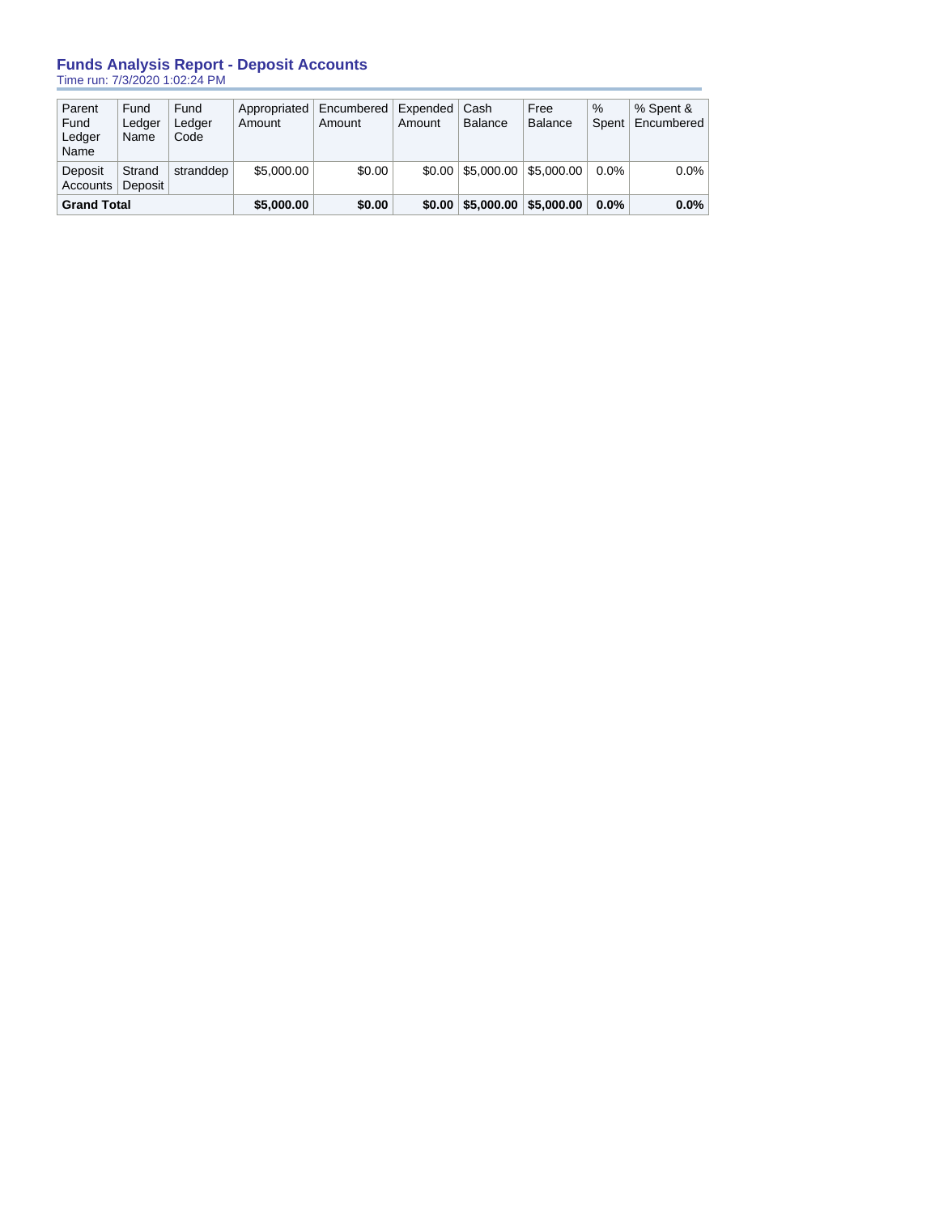## Funds Analysis Report - Deposit Accounts

Time run: 7/3/2020 1:02:24 PM

| Parent Fund Ledger Name | Fund Ledger Name | Fund Ledger Code | Appropriated Amount | Encumbered Amount | Expended Amount | Cash Balance | Free Balance | % Spent | % Spent & Encumbered |
|---|---|---|---|---|---|---|---|---|---|
| Deposit Accounts | Strand Deposit | stranddep | $5,000.00 | $0.00 | $0.00 | $5,000.00 | $5,000.00 | 0.0% | 0.0% |
| **Grand Total** | | | **$5,000.00** | **$0.00** | **$0.00** | **$5,000.00** | **$5,000.00** | **0.0%** | **0.0%** |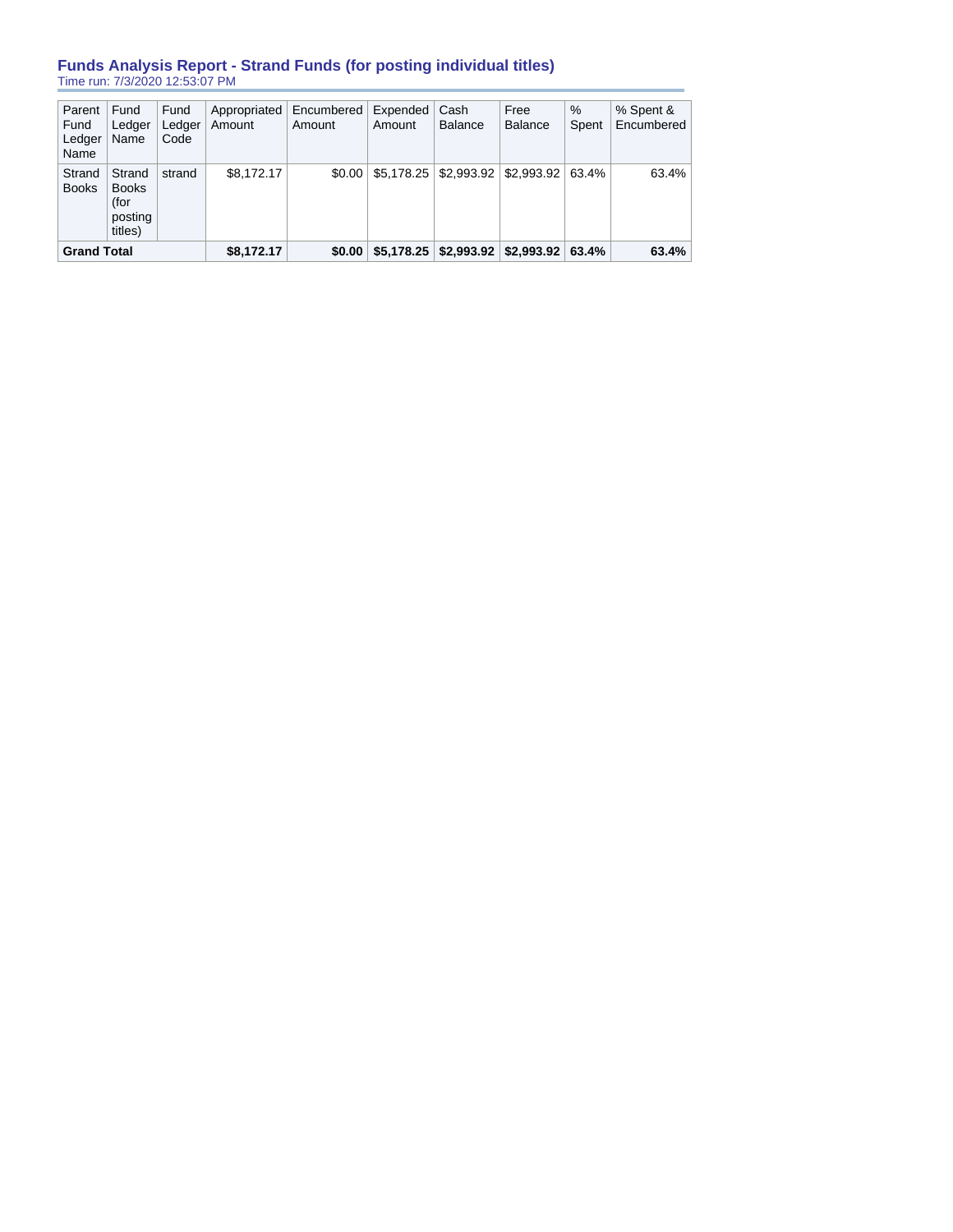## Funds Analysis Report - Strand Funds (for posting individual titles)

Time run: 7/3/2020 12:53:07 PM

| Parent Fund Ledger Name | Fund Ledger Name | Fund Ledger Code | Appropriated Amount | Encumbered Amount | Expended Amount | Cash Balance | Free Balance | % Spent | % Spent & Encumbered |
|---|---|---|---|---|---|---|---|---|---|
| Strand Books | Strand Books (for posting titles) | strand | $8,172.17 | $0.00 | $5,178.25 | $2,993.92 | $2,993.92 | 63.4% | 63.4% |
| **Grand Total** | | | **$8,172.17** | **$0.00** | **$5,178.25** | **$2,993.92** | **$2,993.92** | **63.4%** | **63.4%** |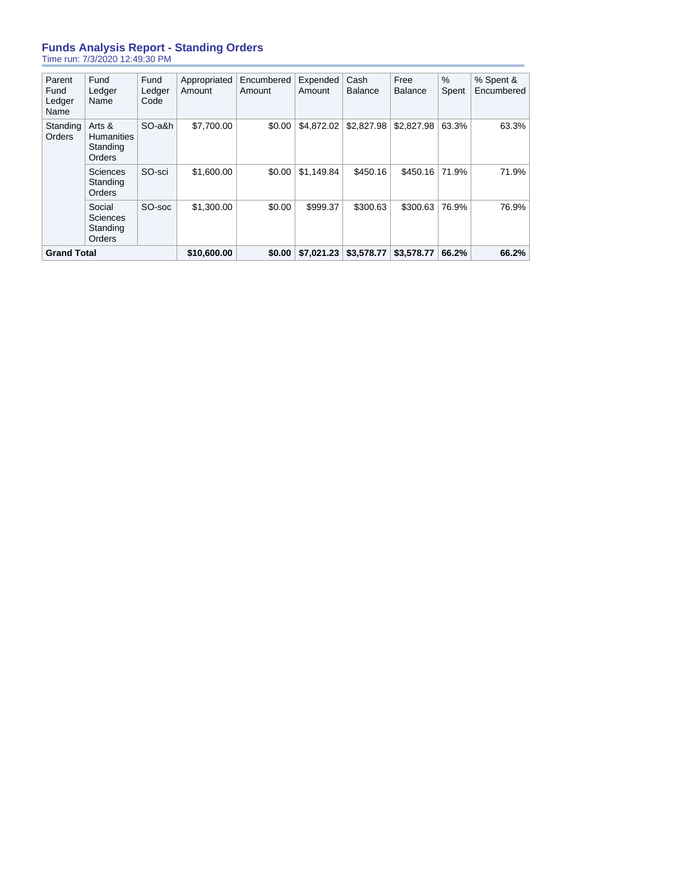## Funds Analysis Report - Standing Orders

Time run: 7/3/2020 12:49:30 PM

| Parent Fund Ledger Name | Fund Ledger Name | Fund Ledger Code | Appropriated Amount | Encumbered Amount | Expended Amount | Cash Balance | Free Balance | % Spent | % Spent & Encumbered |
|---|---|---|---|---|---|---|---|---|---|
| Standing Orders | Arts & Humanities Standing Orders | SO-a&h | $7,700.00 | $0.00 | $4,872.02 | $2,827.98 | $2,827.98 | 63.3% | 63.3% |
| | Sciences Standing Orders | SO-sci | $1,600.00 | $0.00 | $1,149.84 | $450.16 | $450.16 | 71.9% | 71.9% |
| | Social Sciences Standing Orders | SO-soc | $1,300.00 | $0.00 | $999.37 | $300.63 | $300.63 | 76.9% | 76.9% |
| **Grand Total** | | | **$10,600.00** | **$0.00** | **$7,021.23** | **$3,578.77** | **$3,578.77** | **66.2%** | **66.2%** |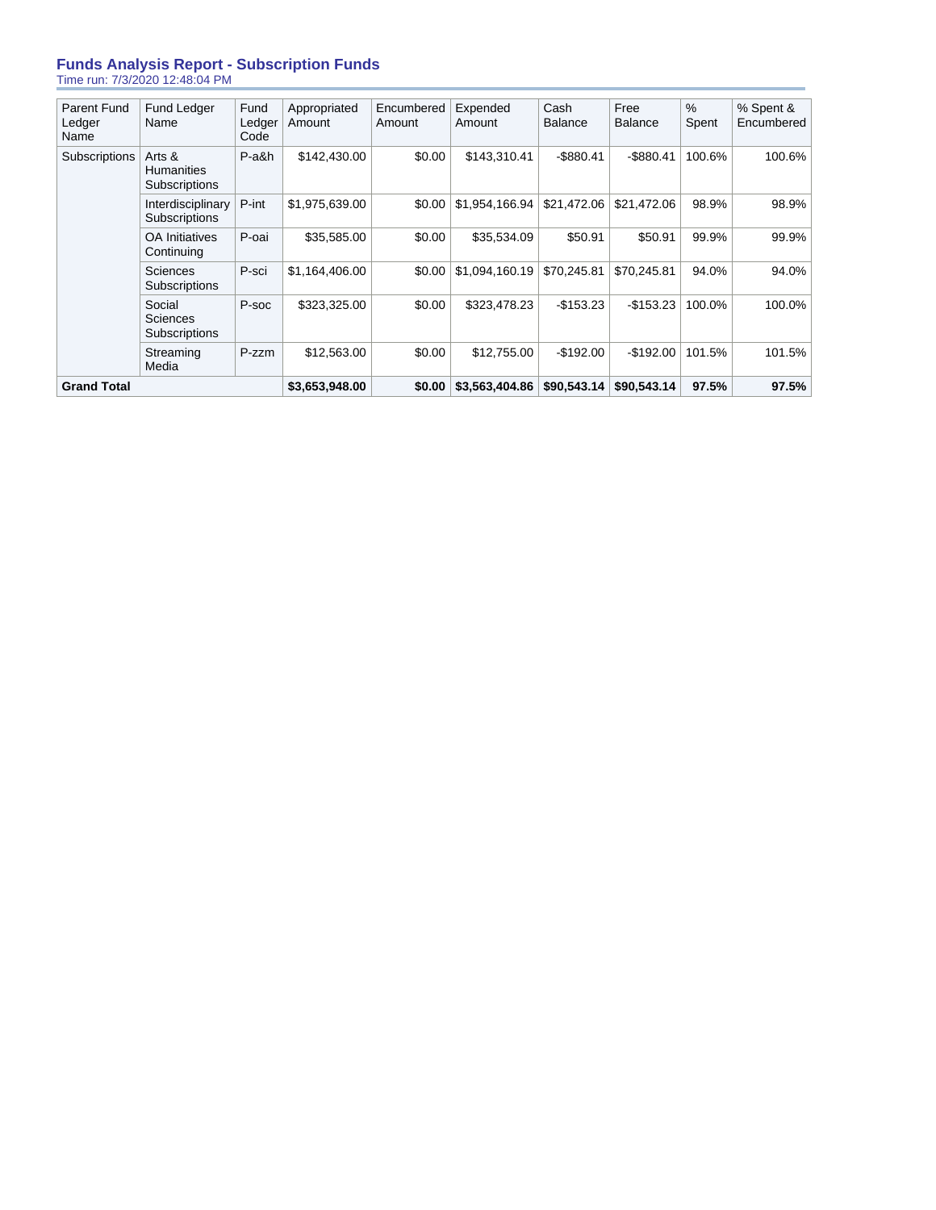## Funds Analysis Report - Subscription Funds

Time run: 7/3/2020 12:48:04 PM

| Parent Fund Ledger Name | Fund Ledger Name | Fund Ledger Code | Appropriated Amount | Encumbered Amount | Expended Amount | Cash Balance | Free Balance | % Spent | % Spent & Encumbered |
|---|---|---|---|---|---|---|---|---|---|
| Subscriptions | Arts & Humanities Subscriptions | P-a&h | $142,430.00 | $0.00 | $143,310.41 | -$880.41 | -$880.41 | 100.6% | 100.6% |
| | Interdisciplinary Subscriptions | P-int | $1,975,639.00 | $0.00 | $1,954,166.94 | $21,472.06 | $21,472.06 | 98.9% | 98.9% |
| | OA Initiatives Continuing | P-oai | $35,585.00 | $0.00 | $35,534.09 | $50.91 | $50.91 | 99.9% | 99.9% |
| | Sciences Subscriptions | P-sci | $1,164,406.00 | $0.00 | $1,094,160.19 | $70,245.81 | $70,245.81 | 94.0% | 94.0% |
| | Social Sciences Subscriptions | P-soc | $323,325.00 | $0.00 | $323,478.23 | -$153.23 | -$153.23 | 100.0% | 100.0% |
| | Streaming Media | P-zzm | $12,563.00 | $0.00 | $12,755.00 | -$192.00 | -$192.00 | 101.5% | 101.5% |
| **Grand Total** | | | **$3,653,948.00** | **$0.00** | **$3,563,404.86** | **$90,543.14** | **$90,543.14** | **97.5%** | **97.5%** |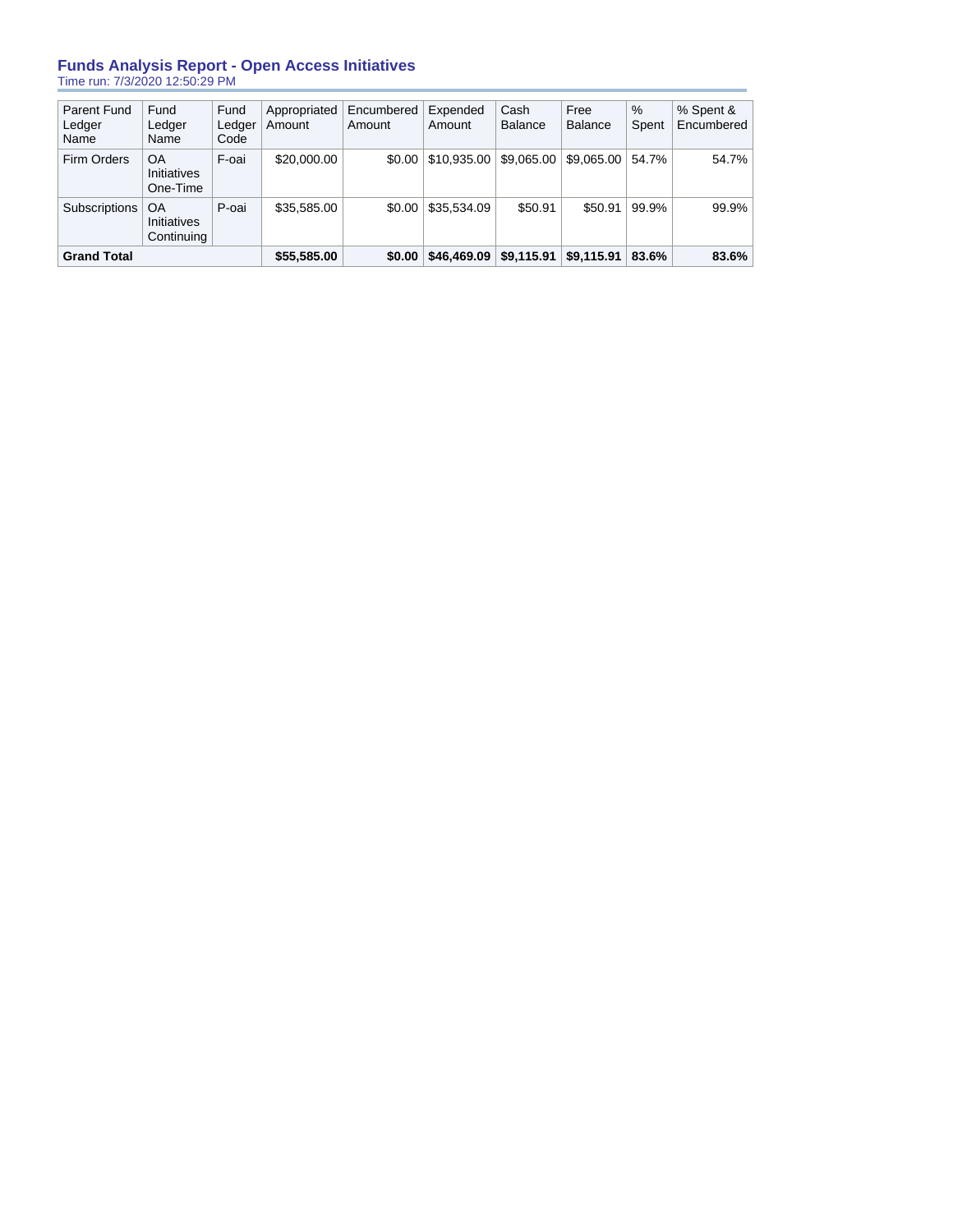## Funds Analysis Report - Open Access Initiatives

Time run: 7/3/2020 12:50:29 PM

| Parent Fund Ledger Name | Fund Ledger Name | Fund Ledger Code | Appropriated Amount | Encumbered Amount | Expended Amount | Cash Balance | Free Balance | % Spent | % Spent & Encumbered |
|---|---|---|---|---|---|---|---|---|---|
| Firm Orders | OA Initiatives One-Time | F-oai | $20,000.00 | $0.00 | $10,935.00 | $9,065.00 | $9,065.00 | 54.7% | 54.7% |
| Subscriptions | OA Initiatives Continuing | P-oai | $35,585.00 | $0.00 | $35,534.09 | $50.91 | $50.91 | 99.9% | 99.9% |
| **Grand Total** | | | **$55,585.00** | **$0.00** | **$46,469.09** | **$9,115.91** | **$9,115.91** | **83.6%** | **83.6%** |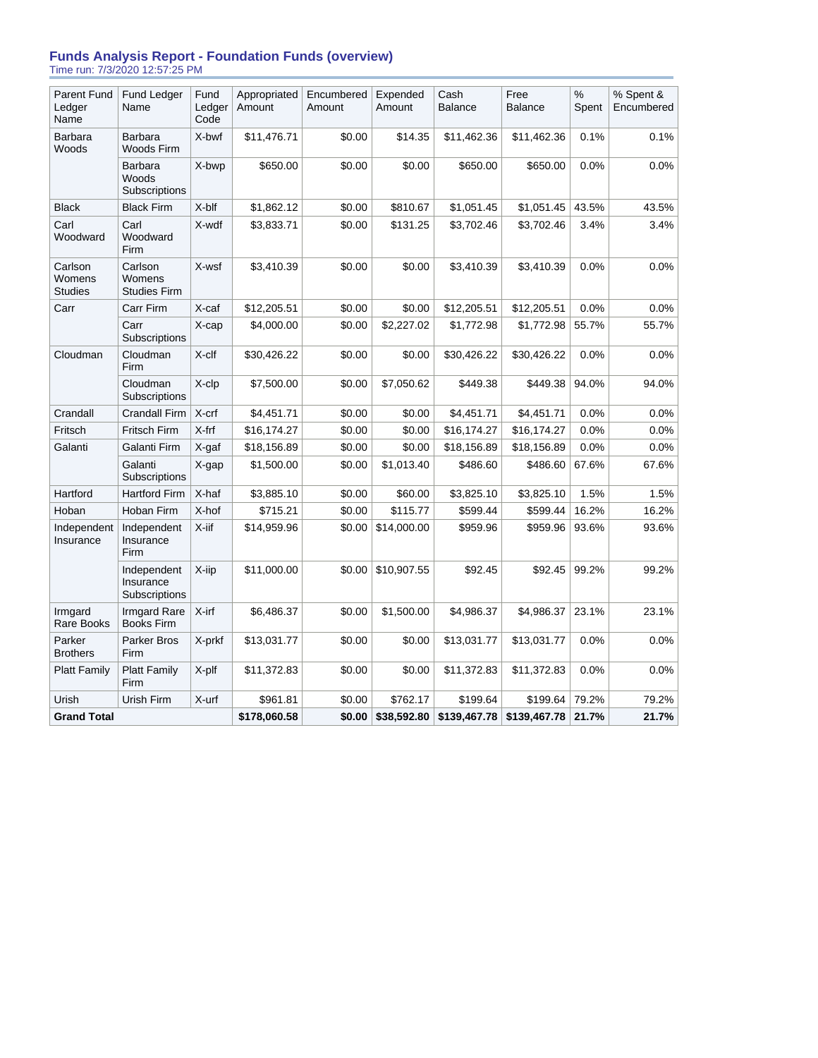## Funds Analysis Report - Foundation Funds (overview)

Time run: 7/3/2020 12:57:25 PM

| Parent Fund Ledger Name | Fund Ledger Name | Fund Ledger Code | Appropriated Amount | Encumbered Amount | Expended Amount | Cash Balance | Free Balance | % Spent | % Spent & Encumbered |
|---|---|---|---|---|---|---|---|---|---|
| Barbara Woods | Barbara Woods Firm | X-bwf | $11,476.71 | $0.00 | $14.35 | $11,462.36 | $11,462.36 | 0.1% | 0.1% |
| | Barbara Woods Subscriptions | X-bwp | $650.00 | $0.00 | $0.00 | $650.00 | $650.00 | 0.0% | 0.0% |
| Black | Black Firm | X-blf | $1,862.12 | $0.00 | $810.67 | $1,051.45 | $1,051.45 | 43.5% | 43.5% |
| Carl Woodward | Carl Woodward Firm | X-wdf | $3,833.71 | $0.00 | $131.25 | $3,702.46 | $3,702.46 | 3.4% | 3.4% |
| Carlson Womens Studies | Carlson Womens Studies Firm | X-wsf | $3,410.39 | $0.00 | $0.00 | $3,410.39 | $3,410.39 | 0.0% | 0.0% |
| Carr | Carr Firm | X-caf | $12,205.51 | $0.00 | $0.00 | $12,205.51 | $12,205.51 | 0.0% | 0.0% |
| | Carr Subscriptions | X-cap | $4,000.00 | $0.00 | $2,227.02 | $1,772.98 | $1,772.98 | 55.7% | 55.7% |
| Cloudman | Cloudman Firm | X-clf | $30,426.22 | $0.00 | $0.00 | $30,426.22 | $30,426.22 | 0.0% | 0.0% |
| | Cloudman Subscriptions | X-clp | $7,500.00 | $0.00 | $7,050.62 | $449.38 | $449.38 | 94.0% | 94.0% |
| Crandall | Crandall Firm | X-crf | $4,451.71 | $0.00 | $0.00 | $4,451.71 | $4,451.71 | 0.0% | 0.0% |
| Fritsch | Fritsch Firm | X-frf | $16,174.27 | $0.00 | $0.00 | $16,174.27 | $16,174.27 | 0.0% | 0.0% |
| Galanti | Galanti Firm | X-gaf | $18,156.89 | $0.00 | $0.00 | $18,156.89 | $18,156.89 | 0.0% | 0.0% |
| | Galanti Subscriptions | X-gap | $1,500.00 | $0.00 | $1,013.40 | $486.60 | $486.60 | 67.6% | 67.6% |
| Hartford | Hartford Firm | X-haf | $3,885.10 | $0.00 | $60.00 | $3,825.10 | $3,825.10 | 1.5% | 1.5% |
| Hoban | Hoban Firm | X-hof | $715.21 | $0.00 | $115.77 | $599.44 | $599.44 | 16.2% | 16.2% |
| Independent Insurance | Independent Insurance Firm | X-iif | $14,959.96 | $0.00 | $14,000.00 | $959.96 | $959.96 | 93.6% | 93.6% |
| | Independent Insurance Subscriptions | X-iip | $11,000.00 | $0.00 | $10,907.55 | $92.45 | $92.45 | 99.2% | 99.2% |
| Irmgard Rare Books | Irmgard Rare Books Firm | X-irf | $6,486.37 | $0.00 | $1,500.00 | $4,986.37 | $4,986.37 | 23.1% | 23.1% |
| Parker Brothers | Parker Bros Firm | X-prkf | $13,031.77 | $0.00 | $0.00 | $13,031.77 | $13,031.77 | 0.0% | 0.0% |
| Platt Family | Platt Family Firm | X-plf | $11,372.83 | $0.00 | $0.00 | $11,372.83 | $11,372.83 | 0.0% | 0.0% |
| Urish | Urish Firm | X-urf | $961.81 | $0.00 | $762.17 | $199.64 | $199.64 | 79.2% | 79.2% |
| **Grand Total** | | | **$178,060.58** | **$0.00** | **$38,592.80** | **$139,467.78** | **$139,467.78** | **21.7%** | **21.7%** |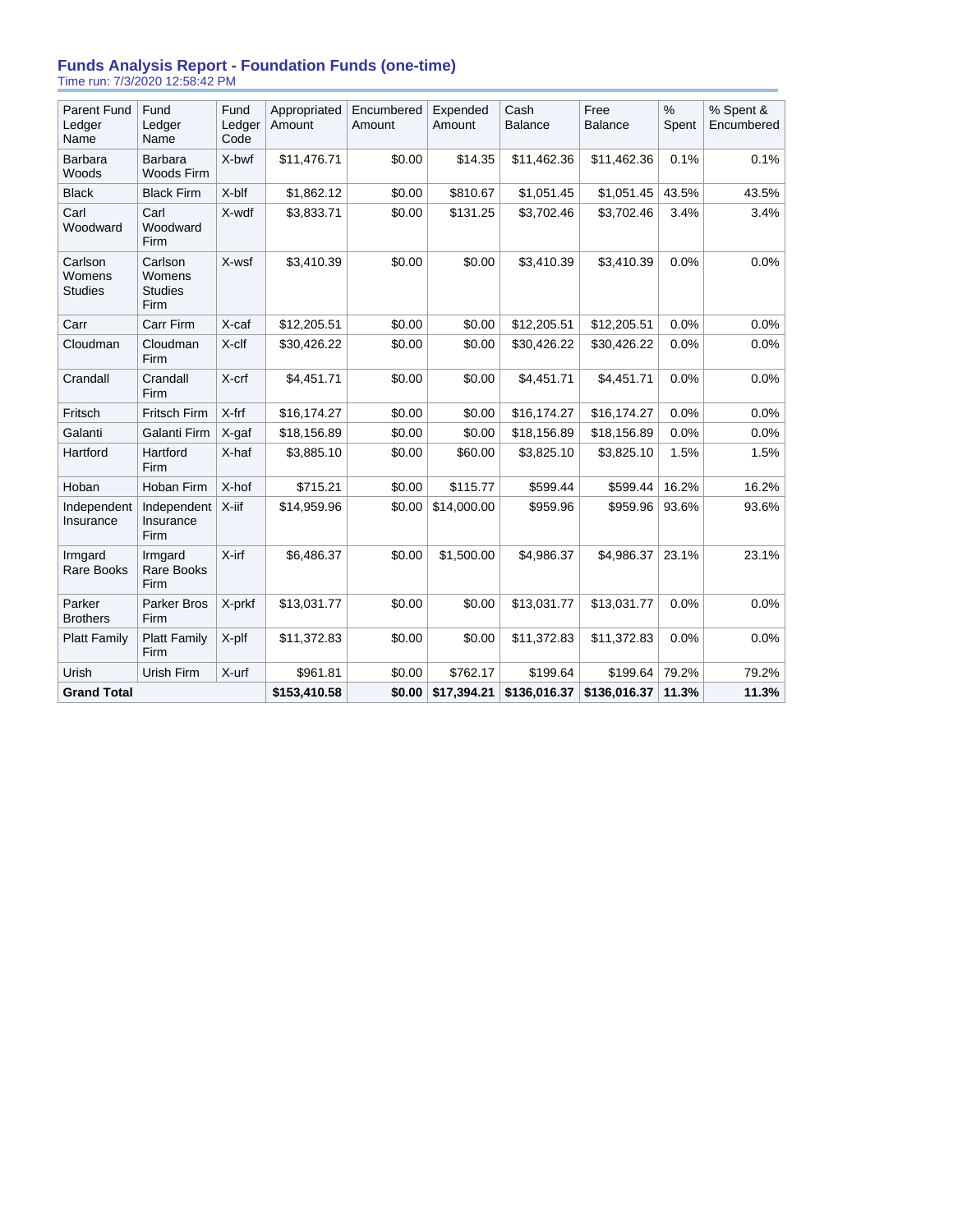## Funds Analysis Report - Foundation Funds (one-time)

Time run: 7/3/2020 12:58:42 PM

| Parent Fund Ledger Name | Fund Ledger Name | Fund Ledger Code | Appropriated Amount | Encumbered Amount | Expended Amount | Cash Balance | Free Balance | % Spent | % Spent & Encumbered |
|---|---|---|---|---|---|---|---|---|---|
| Barbara Woods | Barbara Woods Firm | X-bwf | $11,476.71 | $0.00 | $14.35 | $11,462.36 | $11,462.36 | 0.1% | 0.1% |
| Black | Black Firm | X-blf | $1,862.12 | $0.00 | $810.67 | $1,051.45 | $1,051.45 | 43.5% | 43.5% |
| Carl Woodward | Carl Woodward Firm | X-wdf | $3,833.71 | $0.00 | $131.25 | $3,702.46 | $3,702.46 | 3.4% | 3.4% |
| Carlson Womens Studies | Carlson Womens Studies Firm | X-wsf | $3,410.39 | $0.00 | $0.00 | $3,410.39 | $3,410.39 | 0.0% | 0.0% |
| Carr | Carr Firm | X-caf | $12,205.51 | $0.00 | $0.00 | $12,205.51 | $12,205.51 | 0.0% | 0.0% |
| Cloudman | Cloudman Firm | X-clf | $30,426.22 | $0.00 | $0.00 | $30,426.22 | $30,426.22 | 0.0% | 0.0% |
| Crandall | Crandall Firm | X-crf | $4,451.71 | $0.00 | $0.00 | $4,451.71 | $4,451.71 | 0.0% | 0.0% |
| Fritsch | Fritsch Firm | X-frf | $16,174.27 | $0.00 | $0.00 | $16,174.27 | $16,174.27 | 0.0% | 0.0% |
| Galanti | Galanti Firm | X-gaf | $18,156.89 | $0.00 | $0.00 | $18,156.89 | $18,156.89 | 0.0% | 0.0% |
| Hartford | Hartford Firm | X-haf | $3,885.10 | $0.00 | $60.00 | $3,825.10 | $3,825.10 | 1.5% | 1.5% |
| Hoban | Hoban Firm | X-hof | $715.21 | $0.00 | $115.77 | $599.44 | $599.44 | 16.2% | 16.2% |
| Independent Insurance | Independent Insurance Firm | X-iif | $14,959.96 | $0.00 | $14,000.00 | $959.96 | $959.96 | 93.6% | 93.6% |
| Irmgard Rare Books | Irmgard Rare Books Firm | X-irf | $6,486.37 | $0.00 | $1,500.00 | $4,986.37 | $4,986.37 | 23.1% | 23.1% |
| Parker Brothers | Parker Bros Firm | X-prkf | $13,031.77 | $0.00 | $0.00 | $13,031.77 | $13,031.77 | 0.0% | 0.0% |
| Platt Family | Platt Family Firm | X-plf | $11,372.83 | $0.00 | $0.00 | $11,372.83 | $11,372.83 | 0.0% | 0.0% |
| Urish | Urish Firm | X-urf | $961.81 | $0.00 | $762.17 | $199.64 | $199.64 | 79.2% | 79.2% |
| **Grand Total** | | | **$153,410.58** | **$0.00** | **$17,394.21** | **$136,016.37** | **$136,016.37** | **11.3%** | **11.3%** |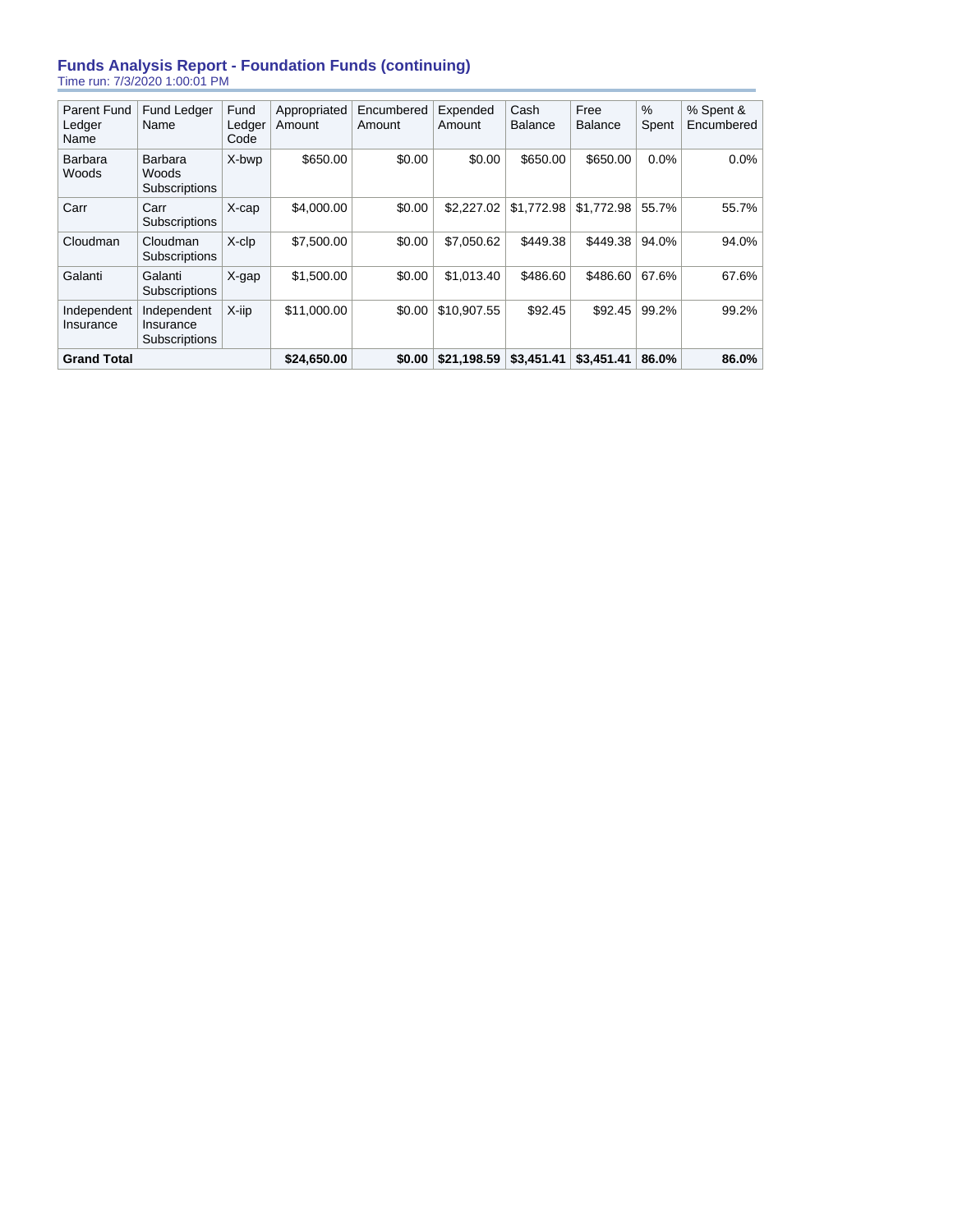## Funds Analysis Report - Foundation Funds (continuing)

Time run: 7/3/2020 1:00:01 PM

| Parent Fund Ledger Name | Fund Ledger Name | Fund Ledger Code | Appropriated Amount | Encumbered Amount | Expended Amount | Cash Balance | Free Balance | % Spent | % Spent & Encumbered |
|---|---|---|---|---|---|---|---|---|---|
| Barbara Woods | Barbara Woods Subscriptions | X-bwp | $650.00 | $0.00 | $0.00 | $650.00 | $650.00 | 0.0% | 0.0% |
| Carr | Carr Subscriptions | X-cap | $4,000.00 | $0.00 | $2,227.02 | $1,772.98 | $1,772.98 | 55.7% | 55.7% |
| Cloudman | Cloudman Subscriptions | X-clp | $7,500.00 | $0.00 | $7,050.62 | $449.38 | $449.38 | 94.0% | 94.0% |
| Galanti | Galanti Subscriptions | X-gap | $1,500.00 | $0.00 | $1,013.40 | $486.60 | $486.60 | 67.6% | 67.6% |
| Independent Insurance | Independent Insurance Subscriptions | X-iip | $11,000.00 | $0.00 | $10,907.55 | $92.45 | $92.45 | 99.2% | 99.2% |
| **Grand Total** | | | **$24,650.00** | **$0.00** | **$21,198.59** | **$3,451.41** | **$3,451.41** | **86.0%** | **86.0%** |